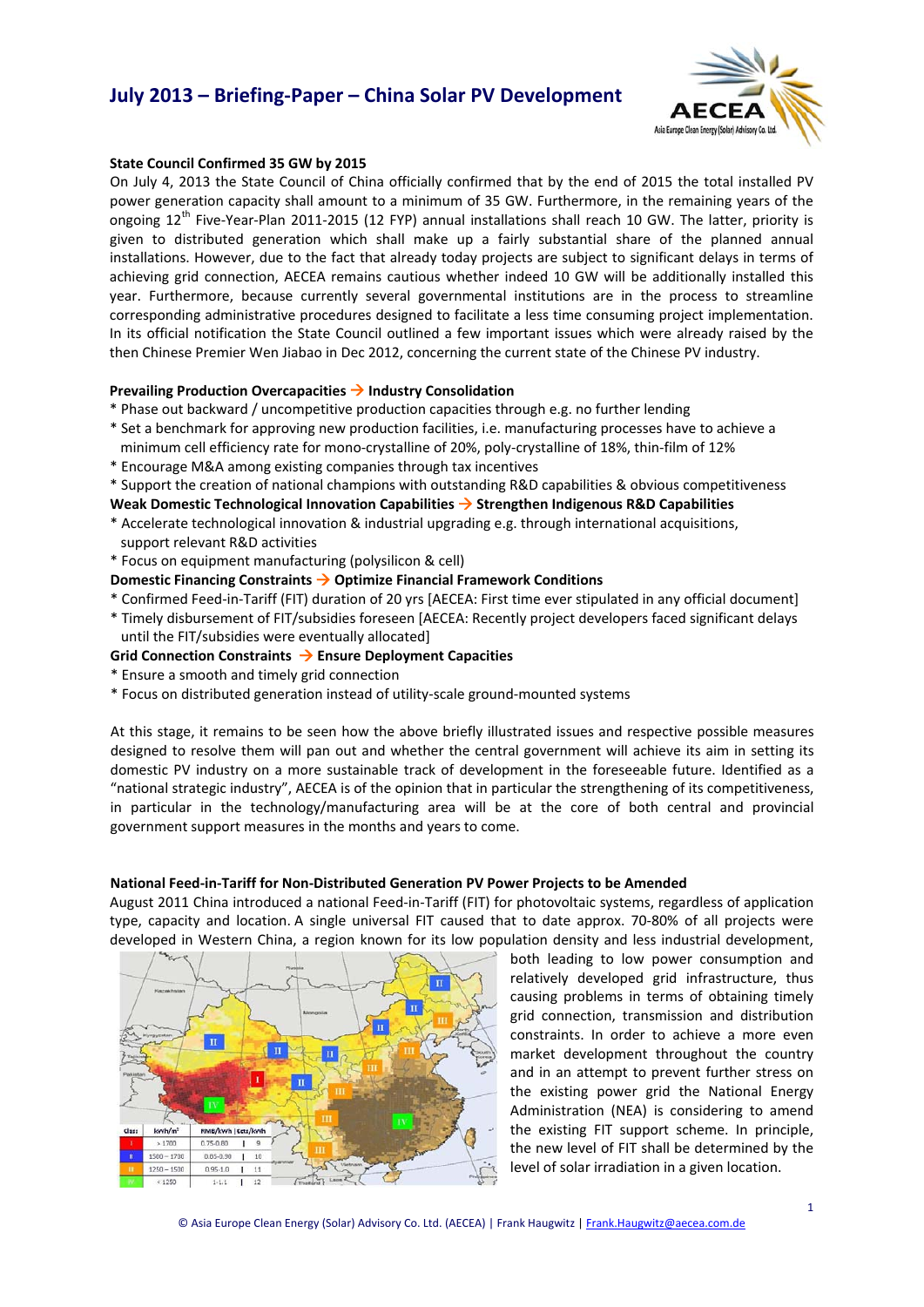# July 2013 – Briefing-Paper – China Solar PV Development

### State Council Confirmed 35 GW by 2015

On July 4, 2013 the State Council of China officially confirmed that by the end of 2015 the total installed PV power generation capacity shall amount to a minimum of 35 GW. Furthermore, in the remaining years of the ongoing 12th Five-Year-Plan 2011-2015 (12 FYP) annual installations shall reach 10 GW. The latter, priority is given to distributed generation which shall make up a fairly substantial share of the planned annual installations. However, due to the fact that already today projects are subject to significant delays in terms of achieving grid connection, AECEA remains cautious whether indeed 10 GW will be additionally installed this year. Furthermore, because currently several governmental institutions are in the process to streamline corresponding administrative procedures designed to facilitate a less time consuming project implementation. In its official notification the State Council outlined a few important issues which were already raised by the then Chinese Premier Wen Jiabao in Dec 2012, concerning the current state of the Chinese PV industry.

**Prevailing Production Overcapacities → Industry Consolidation**

* Phase out backward / uncompetitive production capacities through e.g. no further lending
* Set a benchmark for approving new production facilities, i.e. manufacturing processes have to achieve a minimum cell efficiency rate for mono-crystalline of 20%, poly-crystalline of 18%, thin-film of 12%
* Encourage M&A among existing companies through tax incentives
* Support the creation of national champions with outstanding R&D capabilities & obvious competitiveness

**Weak Domestic Technological Innovation Capabilities → Strengthen Indigenous R&D Capabilities**

* Accelerate technological innovation & industrial upgrading e.g. through international acquisitions, support relevant R&D activities
* Focus on equipment manufacturing (polysilicon & cell)

**Domestic Financing Constraints → Optimize Financial Framework Conditions**

* Confirmed Feed-in-Tariff (FIT) duration of 20 yrs [AECEA: First time ever stipulated in any official document]
* Timely disbursement of FIT/subsidies foreseen [AECEA: Recently project developers faced significant delays until the FIT/subsidies were eventually allocated]

**Grid Connection Constraints → Ensure Deployment Capacities**

* Ensure a smooth and timely grid connection
* Focus on distributed generation instead of utility-scale ground-mounted systems

At this stage, it remains to be seen how the above briefly illustrated issues and respective possible measures designed to resolve them will pan out and whether the central government will achieve its aim in setting its domestic PV industry on a more sustainable track of development in the foreseeable future. Identified as a "national strategic industry", AECEA is of the opinion that in particular the strengthening of its competitiveness, in particular in the technology/manufacturing area will be at the core of both central and provincial government support measures in the months and years to come.

### National Feed-in-Tariff for Non-Distributed Generation PV Power Projects to be Amended

August 2011 China introduced a national Feed-in-Tariff (FIT) for photovoltaic systems, regardless of application type, capacity and location. A single universal FIT caused that to date approx. 70-80% of all projects were developed in Western China, a region known for its low population density and less industrial development, both leading to low power consumption and relatively developed grid infrastructure, thus causing problems in terms of obtaining timely grid connection, transmission and distribution constraints. In order to achieve a more even market development throughout the country and in an attempt to prevent further stress on the existing power grid the National Energy Administration (NEA) is considering to amend the existing FIT support scheme. In principle, the new level of FIT shall be determined by the level of solar irradiation in a given location.

| Class | kWh/m² | RMB/kWh | €ct/kWh |
|---|---|---|---|
| I | > 1700 | 0.75-0.80 | 9 |
| II | 1500 – 1700 | 0.85-0.90 | 10 |
| III | 1250 – 1500 | 0.95-1.0 | 11 |
| IV | < 1250 | 1-1.1 | 12 |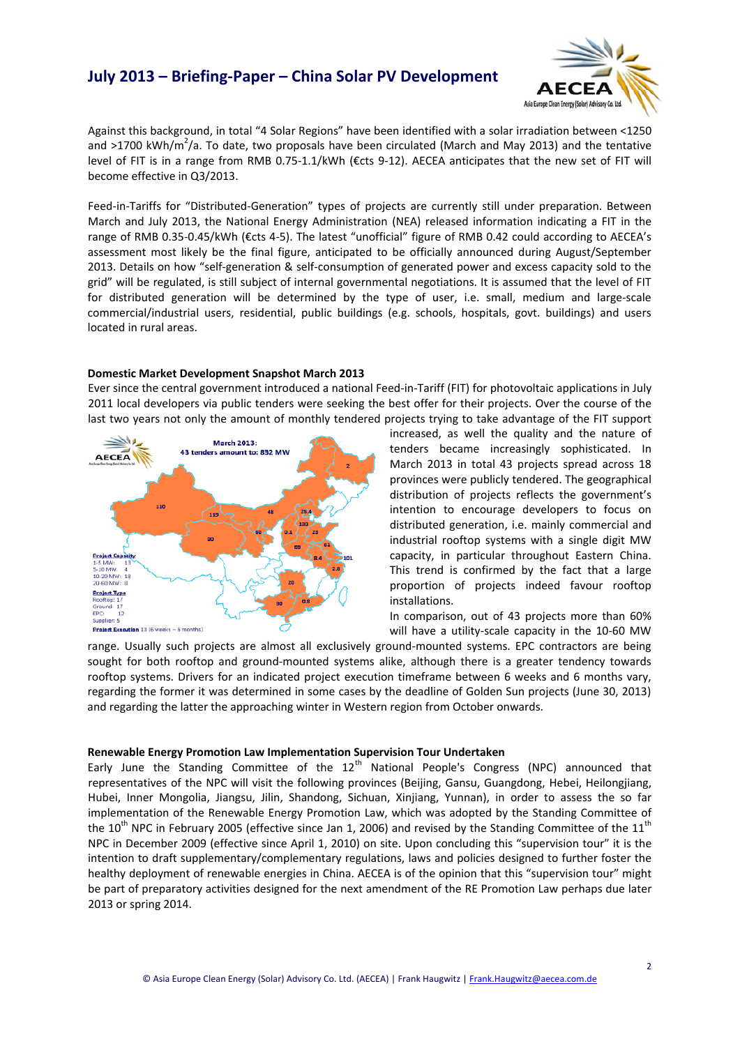Against this background, in total "4 Solar Regions" have been identified with a solar irradiation between <1250 and >1700 kWh/m$^2$/a. To date, two proposals have been circulated (March and May 2013) and the tentative level of FIT is in a range from RMB 0.75-1.1/kWh (€cts 9-12). AECEA anticipates that the new set of FIT will become effective in Q3/2013.

Feed-in-Tariffs for "Distributed-Generation" types of projects are currently still under preparation. Between March and July 2013, the National Energy Administration (NEA) released information indicating a FIT in the range of RMB 0.35-0.45/kWh (€cts 4-5). The latest "unofficial" figure of RMB 0.42 could according to AECEA's assessment most likely be the final figure, anticipated to be officially announced during August/September 2013. Details on how "self-generation & self-consumption of generated power and excess capacity sold to the grid" will be regulated, is still subject of internal governmental negotiations. It is assumed that the level of FIT for distributed generation will be determined by the type of user, i.e. small, medium and large-scale commercial/industrial users, residential, public buildings (e.g. schools, hospitals, govt. buildings) and users located in rural areas.

**Domestic Market Development Snapshot March 2013**

Ever since the central government introduced a national Feed-in-Tariff (FIT) for photovoltaic applications in July 2011 local developers via public tenders were seeking the best offer for their projects. Over the course of the last two years not only the amount of monthly tendered projects trying to take advantage of the FIT support increased, as well the quality and the nature of tenders became increasingly sophisticated. In March 2013 in total 43 projects spread across 18 provinces were publicly tendered. The geographical distribution of projects reflects the government's intention to encourage developers to focus on distributed generation, i.e. mainly commercial and industrial rooftop systems with a single digit MW capacity, in particular throughout Eastern China. This trend is confirmed by the fact that a large proportion of projects indeed favour rooftop installations.

In comparison, out of 43 projects more than 60% will have a utility-scale capacity in the 10-60 MW range. Usually such projects are almost all exclusively ground-mounted systems. EPC contractors are being sought for both rooftop and ground-mounted systems alike, although there is a greater tendency towards rooftop systems. Drivers for an indicated project execution timeframe between 6 weeks and 6 months vary, regarding the former it was determined in some cases by the deadline of Golden Sun projects (June 30, 2013) and regarding the latter the approaching winter in Western region from October onwards.

**Renewable Energy Promotion Law Implementation Supervision Tour Undertaken**

Early June the Standing Committee of the 12th National People's Congress (NPC) announced that representatives of the NPC will visit the following provinces (Beijing, Gansu, Guangdong, Hebei, Heilongjiang, Hubei, Inner Mongolia, Jiangsu, Jilin, Shandong, Sichuan, Xinjiang, Yunnan), in order to assess the so far implementation of the Renewable Energy Promotion Law, which was adopted by the Standing Committee of the 10th NPC in February 2005 (effective since Jan 1, 2006) and revised by the Standing Committee of the 11th NPC in December 2009 (effective since April 1, 2010) on site. Upon concluding this "supervision tour" it is the intention to draft supplementary/complementary regulations, laws and policies designed to further foster the healthy deployment of renewable energies in China. AECEA is of the opinion that this "supervision tour" might be part of preparatory activities designed for the next amendment of the RE Promotion Law perhaps due later 2013 or spring 2014.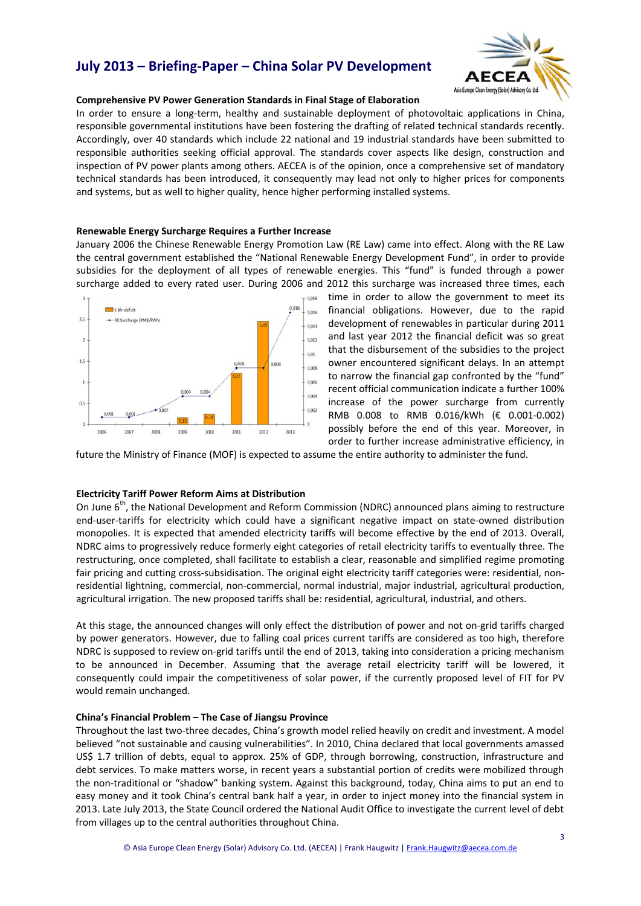## Comprehensive PV Power Generation Standards in Final Stage of Elaboration

In order to ensure a long-term, healthy and sustainable deployment of photovoltaic applications in China, responsible governmental institutions have been fostering the drafting of related technical standards recently. Accordingly, over 40 standards which include 22 national and 19 industrial standards have been submitted to responsible authorities seeking official approval. The standards cover aspects like design, construction and inspection of PV power plants among others. AECEA is of the opinion, once a comprehensive set of mandatory technical standards has been introduced, it consequently may lead not only to higher prices for components and systems, but as well to higher quality, hence higher performing installed systems.

## Renewable Energy Surcharge Requires a Further Increase

January 2006 the Chinese Renewable Energy Promotion Law (RE Law) came into effect. Along with the RE Law the central government established the "National Renewable Energy Development Fund", in order to provide subsidies for the deployment of all types of renewable energies. This "fund" is funded through a power surcharge added to every rated user. During 2006 and 2012 this surcharge was increased three times, each time in order to allow the government to meet its financial obligations. However, due to the rapid development of renewables in particular during 2011 and last year 2012 the financial deficit was so great that the disbursement of the subsidies to the project owner encountered significant delays. In an attempt to narrow the financial gap confronted by the "fund" recent official communication indicate a further 100% increase of the power surcharge from currently RMB 0.008 to RMB 0.016/kWh (€ 0.001-0.002) possibly before the end of this year. Moreover, in order to further increase administrative efficiency, in future the Ministry of Finance (MOF) is expected to assume the entire authority to administer the fund.

## Electricity Tariff Power Reform Aims at Distribution

On June 6th, the National Development and Reform Commission (NDRC) announced plans aiming to restructure end-user-tariffs for electricity which could have a significant negative impact on state-owned distribution monopolies. It is expected that amended electricity tariffs will become effective by the end of 2013. Overall, NDRC aims to progressively reduce formerly eight categories of retail electricity tariffs to eventually three. The restructuring, once completed, shall facilitate to establish a clear, reasonable and simplified regime promoting fair pricing and cutting cross-subsidisation. The original eight electricity tariff categories were: residential, non-residential lightning, commercial, non-commercial, normal industrial, major industrial, agricultural production, agricultural irrigation. The new proposed tariffs shall be: residential, agricultural, industrial, and others.

At this stage, the announced changes will only effect the distribution of power and not on-grid tariffs charged by power generators. However, due to falling coal prices current tariffs are considered as too high, therefore NDRC is supposed to review on-grid tariffs until the end of 2013, taking into consideration a pricing mechanism to be announced in December. Assuming that the average retail electricity tariff will be lowered, it consequently could impair the competitiveness of solar power, if the currently proposed level of FIT for PV would remain unchanged.

## China's Financial Problem – The Case of Jiangsu Province

Throughout the last two-three decades, China's growth model relied heavily on credit and investment. A model believed "not sustainable and causing vulnerabilities". In 2010, China declared that local governments amassed US$ 1.7 trillion of debts, equal to approx. 25% of GDP, through borrowing, construction, infrastructure and debt services. To make matters worse, in recent years a substantial portion of credits were mobilized through the non-traditional or "shadow" banking system. Against this background, today, China aims to put an end to easy money and it took China's central bank half a year, in order to inject money into the financial system in 2013. Late July 2013, the State Council ordered the National Audit Office to investigate the current level of debt from villages up to the central authorities throughout China.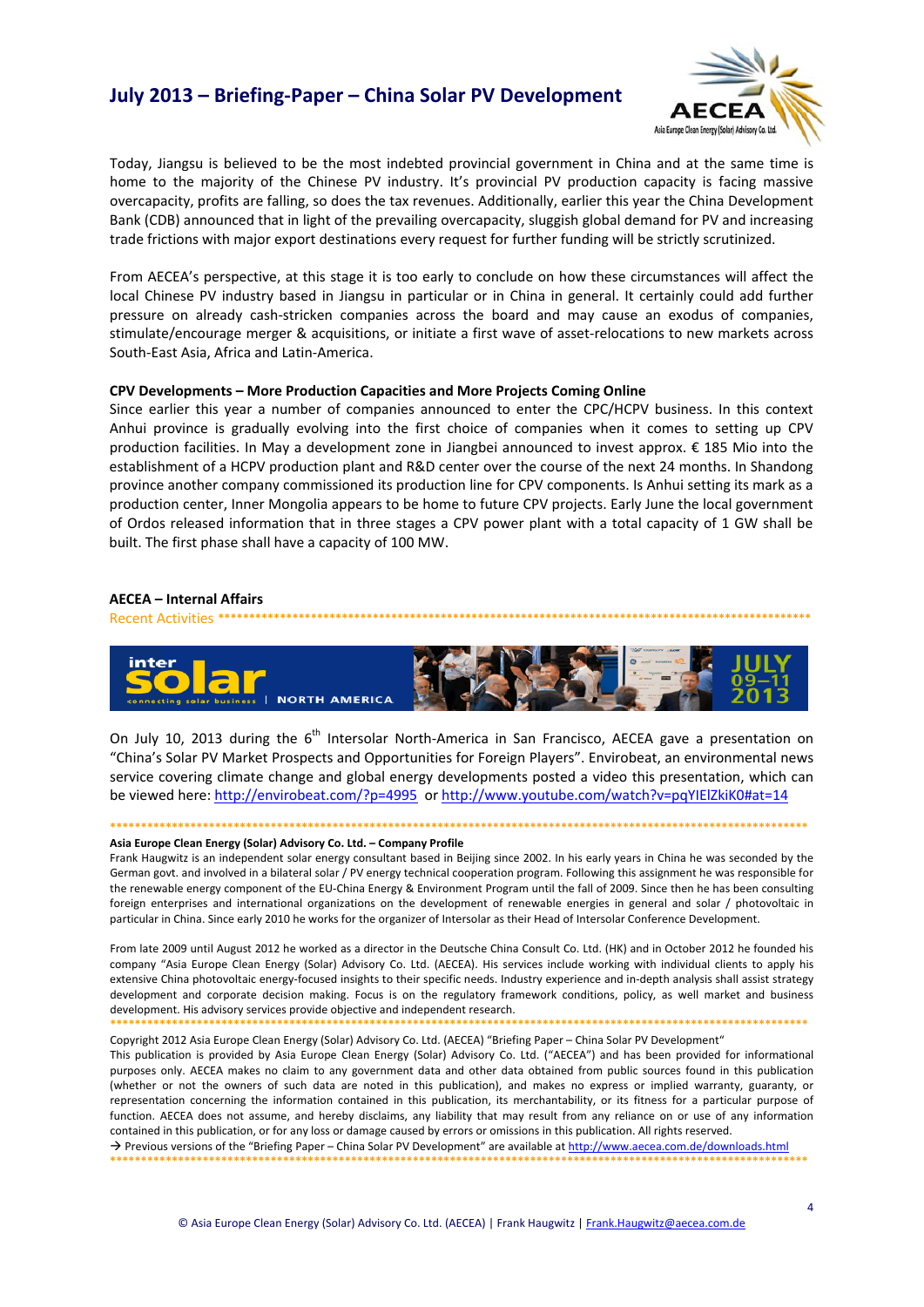Today, Jiangsu is believed to be the most indebted provincial government in China and at the same time is home to the majority of the Chinese PV industry. It's provincial PV production capacity is facing massive overcapacity, profits are falling, so does the tax revenues. Additionally, earlier this year the China Development Bank (CDB) announced that in light of the prevailing overcapacity, sluggish global demand for PV and increasing trade frictions with major export destinations every request for further funding will be strictly scrutinized.

From AECEA's perspective, at this stage it is too early to conclude on how these circumstances will affect the local Chinese PV industry based in Jiangsu in particular or in China in general. It certainly could add further pressure on already cash-stricken companies across the board and may cause an exodus of companies, stimulate/encourage merger & acquisitions, or initiate a first wave of asset-relocations to new markets across South-East Asia, Africa and Latin-America.

**CPV Developments – More Production Capacities and More Projects Coming Online**

Since earlier this year a number of companies announced to enter the CPC/HCPV business. In this context Anhui province is gradually evolving into the first choice of companies when it comes to setting up CPV production facilities. In May a development zone in Jiangbei announced to invest approx. € 185 Mio into the establishment of a HCPV production plant and R&D center over the course of the next 24 months. In Shandong province another company commissioned its production line for CPV components. Is Anhui setting its mark as a production center, Inner Mongolia appears to be home to future CPV projects. Early June the local government of Ordos released information that in three stages a CPV power plant with a total capacity of 1 GW shall be built. The first phase shall have a capacity of 100 MW.

**AECEA – Internal Affairs**

Recent Activities ******************************************************************************************

inter solar connecting solar business | NORTH AMERICA

JULY 09–11 2013

On July 10, 2013 during the 6th Intersolar North-America in San Francisco, AECEA gave a presentation on "China's Solar PV Market Prospects and Opportunities for Foreign Players". Envirobeat, an environmental news service covering climate change and global energy developments posted a video this presentation, which can be viewed here: http://envirobeat.com/?p=4995 or http://www.youtube.com/watch?v=pqYIElZkiK0#at=14

******************************************************************************************

**Asia Europe Clean Energy (Solar) Advisory Co. Ltd. – Company Profile**

Frank Haugwitz is an independent solar energy consultant based in Beijing since 2002. In his early years in China he was seconded by the German govt. and involved in a bilateral solar / PV energy technical cooperation program. Following this assignment he was responsible for the renewable energy component of the EU-China Energy & Environment Program until the fall of 2009. Since then he has been consulting foreign enterprises and international organizations on the development of renewable energies in general and solar / photovoltaic in particular in China. Since early 2010 he works for the organizer of Intersolar as their Head of Intersolar Conference Development.

From late 2009 until August 2012 he worked as a director in the Deutsche China Consult Co. Ltd. (HK) and in October 2012 he founded his company "Asia Europe Clean Energy (Solar) Advisory Co. Ltd. (AECEA). His services include working with individual clients to apply his extensive China photovoltaic energy-focused insights to their specific needs. Industry experience and in-depth analysis shall assist strategy development and corporate decision making. Focus is on the regulatory framework conditions, policy, as well market and business development. His advisory services provide objective and independent research.

******************************************************************************************

Copyright 2012 Asia Europe Clean Energy (Solar) Advisory Co. Ltd. (AECEA) "Briefing Paper – China Solar PV Development"

This publication is provided by Asia Europe Clean Energy (Solar) Advisory Co. Ltd. ("AECEA") and has been provided for informational purposes only. AECEA makes no claim to any government data and other data obtained from public sources found in this publication (whether or not the owners of such data are noted in this publication), and makes no express or implied warranty, guaranty, or representation concerning the information contained in this publication, its merchantability, or its fitness for a particular purpose of function. AECEA does not assume, and hereby disclaims, any liability that may result from any reliance on or use of any information contained in this publication, or for any loss or damage caused by errors or omissions in this publication. All rights reserved.

→ Previous versions of the "Briefing Paper – China Solar PV Development" are available at http://www.aecea.com.de/downloads.html

******************************************************************************************